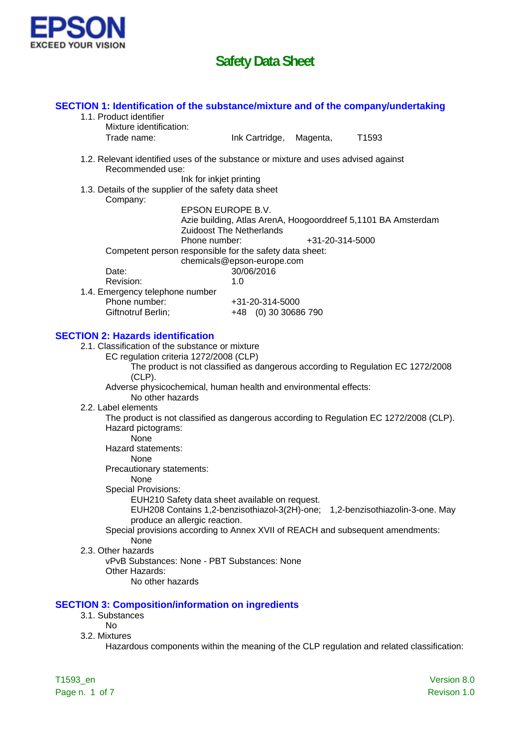EPSON
EXCEED YOUR VISION

# Safety Data Sheet

## SECTION 1: Identification of the substance/mixture and of the company/undertaking

1.1. Product identifier

Mixture identification:

Trade name: Ink Cartridge, Magenta, T1593

1.2. Relevant identified uses of the substance or mixture and uses advised against

Recommended use:

Ink for inkjet printing

1.3. Details of the supplier of the safety data sheet

Company:

EPSON EUROPE B.V.
Azie building, Atlas ArenA, Hoogoorddreef 5,1101 BA Amsterdam
Zuidoost The Netherlands
Phone number: +31-20-314-5000

Competent person responsible for the safety data sheet:

chemicals@epson-europe.com

Date: 30/06/2016
Revision: 1.0

1.4. Emergency telephone number

Phone number: +31-20-314-5000
Giftnotruf Berlin; +48 (0) 30 30686 790

## SECTION 2: Hazards identification

2.1. Classification of the substance or mixture

EC regulation criteria 1272/2008 (CLP)

The product is not classified as dangerous according to Regulation EC 1272/2008 (CLP).

Adverse physicochemical, human health and environmental effects:

No other hazards

2.2. Label elements

The product is not classified as dangerous according to Regulation EC 1272/2008 (CLP).

Hazard pictograms:

None

Hazard statements:

None

Precautionary statements:

None

Special Provisions:

EUH210 Safety data sheet available on request.
EUH208 Contains 1,2-benzisothiazol-3(2H)-one; 1,2-benzisothiazolin-3-one. May produce an allergic reaction.

Special provisions according to Annex XVII of REACH and subsequent amendments:

None

2.3. Other hazards

vPvB Substances: None - PBT Substances: None

Other Hazards:

No other hazards

## SECTION 3: Composition/information on ingredients

3.1. Substances

No

3.2. Mixtures

Hazardous components within the meaning of the CLP regulation and related classification: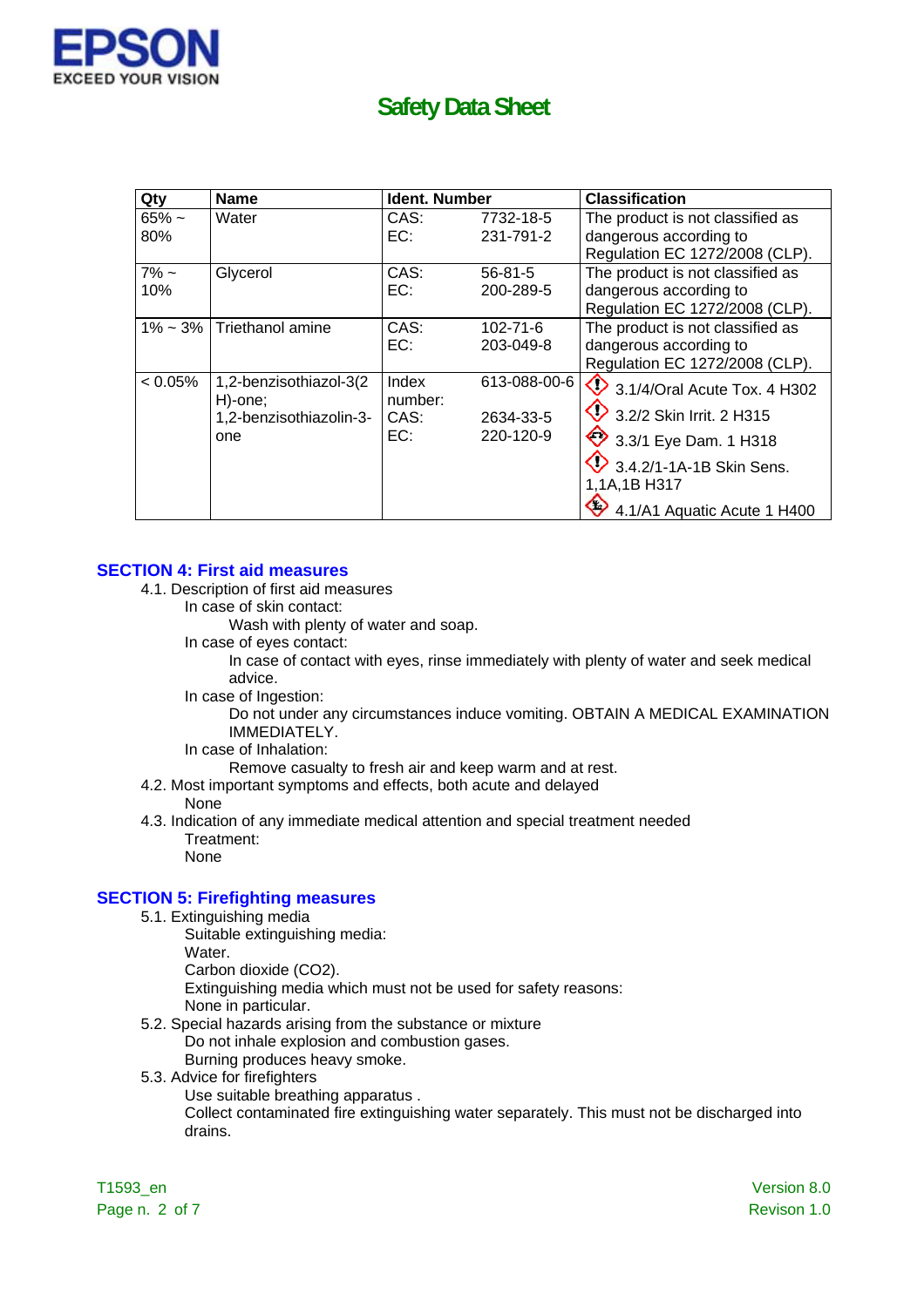| Qty | Name | Ident. Number | | Classification |
|---|---|---|---|---|
| 65% ~ 80% | Water | CAS:<br>EC: | 7732-18-5<br>231-791-2 | The product is not classified as dangerous according to Regulation EC 1272/2008 (CLP). |
| 7% ~ 10% | Glycerol | CAS:<br>EC: | 56-81-5<br>200-289-5 | The product is not classified as dangerous according to Regulation EC 1272/2008 (CLP). |
| 1% ~ 3% | Triethanol amine | CAS:<br>EC: | 102-71-6<br>203-049-8 | The product is not classified as dangerous according to Regulation EC 1272/2008 (CLP). |
| < 0.05% | 1,2-benzisothiazol-3(2H)-one; 1,2-benzisothiazolin-3-one | Index number:<br>CAS:<br>EC: | 613-088-00-6<br>2634-33-5<br>220-120-9 | 3.1/4/Oral Acute Tox. 4 H302<br>3.2/2 Skin Irrit. 2 H315<br>3.3/1 Eye Dam. 1 H318<br>3.4.2/1-1A-1B Skin Sens. 1,1A,1B H317<br>4.1/A1 Aquatic Acute 1 H400 |

## SECTION 4: First aid measures

4.1. Description of first aid measures

In case of skin contact:

Wash with plenty of water and soap.

In case of eyes contact:

In case of contact with eyes, rinse immediately with plenty of water and seek medical advice.

In case of Ingestion:

Do not under any circumstances induce vomiting. OBTAIN A MEDICAL EXAMINATION IMMEDIATELY.

In case of Inhalation:

Remove casualty to fresh air and keep warm and at rest.

4.2. Most important symptoms and effects, both acute and delayed

None

4.3. Indication of any immediate medical attention and special treatment needed

Treatment:

None

## SECTION 5: Firefighting measures

5.1. Extinguishing media

Suitable extinguishing media:

Water.

Carbon dioxide ($CO_2$).

Extinguishing media which must not be used for safety reasons:

None in particular.

5.2. Special hazards arising from the substance or mixture

Do not inhale explosion and combustion gases.

Burning produces heavy smoke.

5.3. Advice for firefighters

Use suitable breathing apparatus .

Collect contaminated fire extinguishing water separately. This must not be discharged into drains.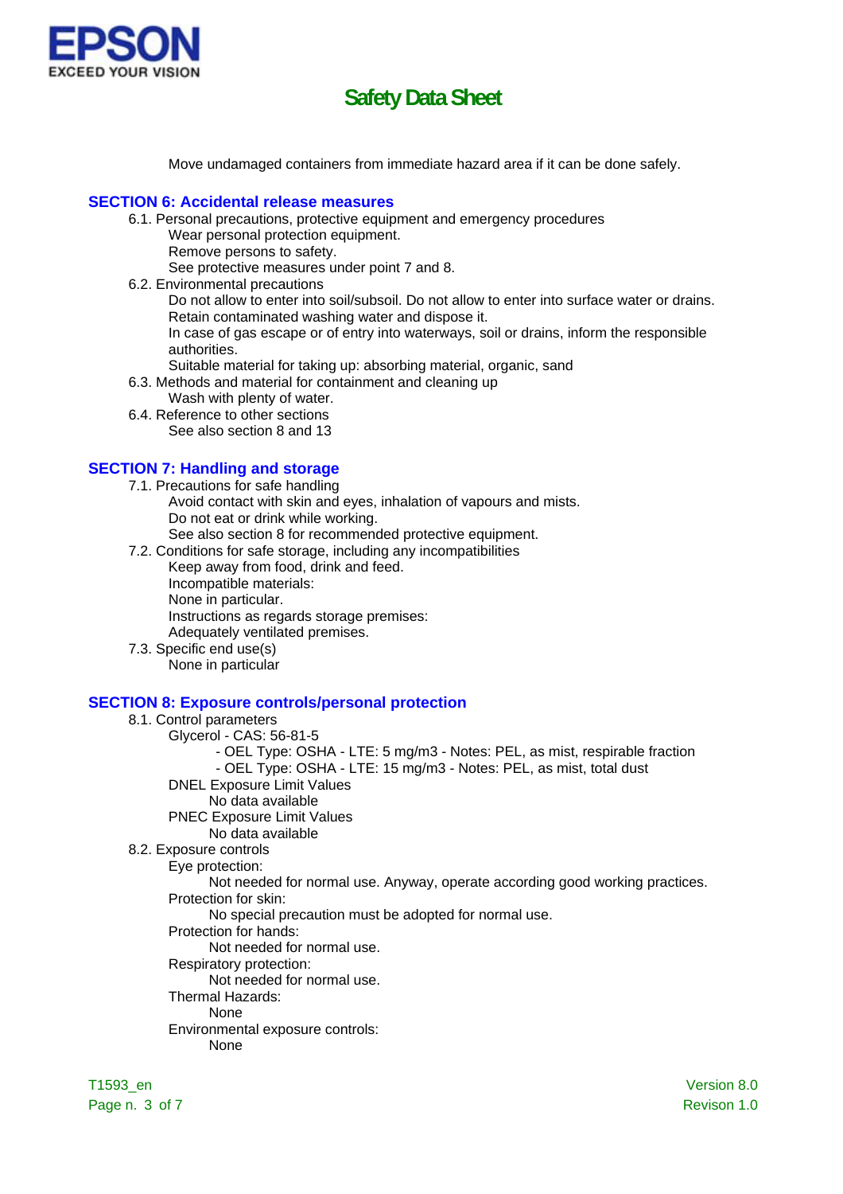Move undamaged containers from immediate hazard area if it can be done safely.

## SECTION 6: Accidental release measures

6.1. Personal precautions, protective equipment and emergency procedures

Wear personal protection equipment.
Remove persons to safety.
See protective measures under point 7 and 8.

6.2. Environmental precautions

Do not allow to enter into soil/subsoil. Do not allow to enter into surface water or drains.
Retain contaminated washing water and dispose it.
In case of gas escape or of entry into waterways, soil or drains, inform the responsible authorities.
Suitable material for taking up: absorbing material, organic, sand

6.3. Methods and material for containment and cleaning up

Wash with plenty of water.

6.4. Reference to other sections

See also section 8 and 13

## SECTION 7: Handling and storage

7.1. Precautions for safe handling

Avoid contact with skin and eyes, inhalation of vapours and mists.
Do not eat or drink while working.
See also section 8 for recommended protective equipment.

7.2. Conditions for safe storage, including any incompatibilities

Keep away from food, drink and feed.
Incompatible materials:
None in particular.
Instructions as regards storage premises:
Adequately ventilated premises.

7.3. Specific end use(s)

None in particular

## SECTION 8: Exposure controls/personal protection

8.1. Control parameters

Glycerol - CAS: 56-81-5

- OEL Type: OSHA - LTE: 5 mg/m3 - Notes: PEL, as mist, respirable fraction
- OEL Type: OSHA - LTE: 15 mg/m3 - Notes: PEL, as mist, total dust

DNEL Exposure Limit Values

No data available

PNEC Exposure Limit Values

No data available

8.2. Exposure controls

Eye protection:

Not needed for normal use. Anyway, operate according good working practices.

Protection for skin:

No special precaution must be adopted for normal use.

Protection for hands:

Not needed for normal use.

Respiratory protection:

Not needed for normal use.

Thermal Hazards:

None

Environmental exposure controls:

None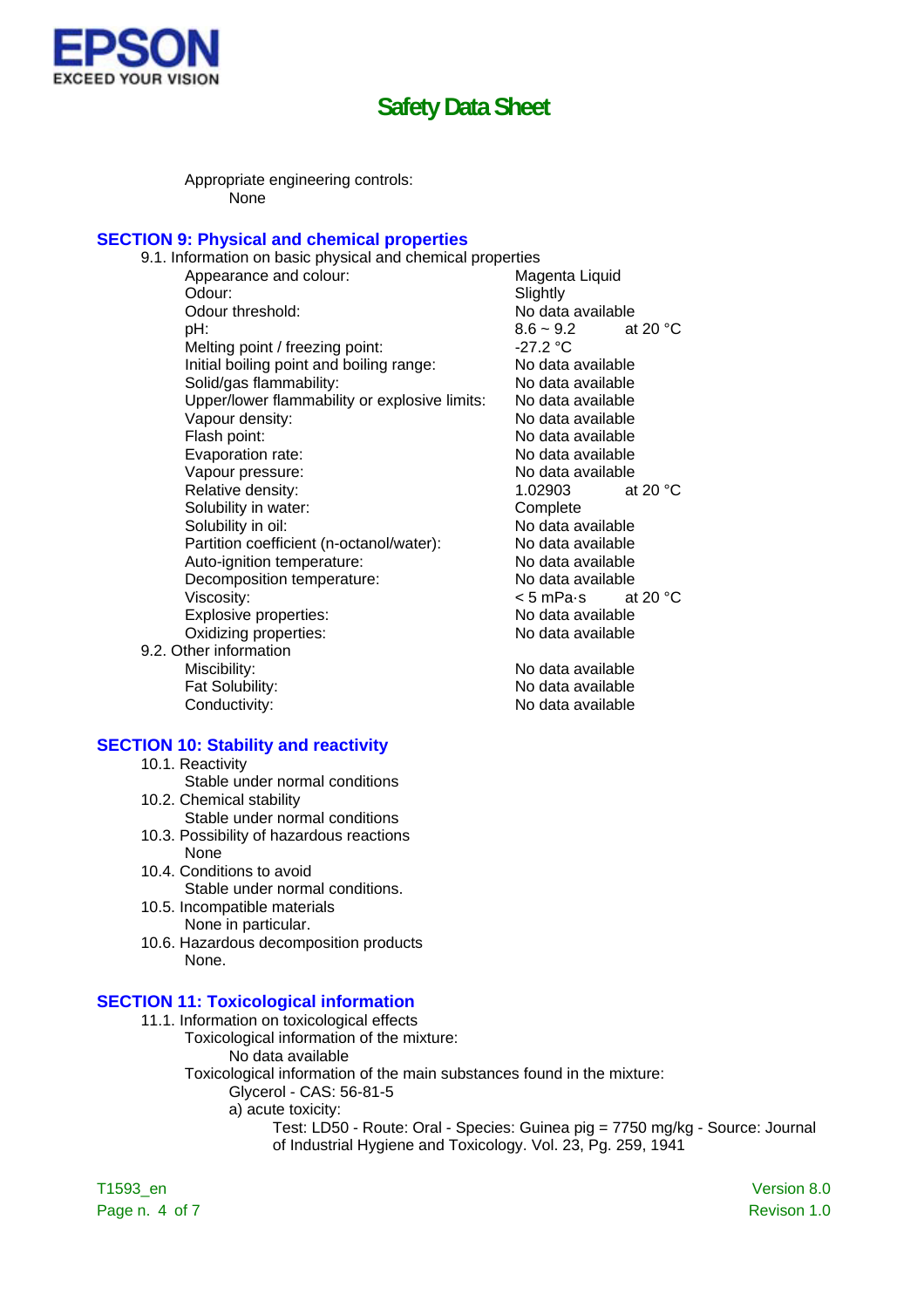Appropriate engineering controls:

None

## SECTION 9: Physical and chemical properties

9.1. Information on basic physical and chemical properties

| Property | Value | Condition |
|---|---|---|
| Appearance and colour: | Magenta Liquid | |
| Odour: | Slightly | |
| Odour threshold: | No data available | |
| pH: | 8.6 ~ 9.2 | at 20 °C |
| Melting point / freezing point: | -27.2 °C | |
| Initial boiling point and boiling range: | No data available | |
| Solid/gas flammability: | No data available | |
| Upper/lower flammability or explosive limits: | No data available | |
| Vapour density: | No data available | |
| Flash point: | No data available | |
| Evaporation rate: | No data available | |
| Vapour pressure: | No data available | |
| Relative density: | 1.02903 | at 20 °C |
| Solubility in water: | Complete | |
| Solubility in oil: | No data available | |
| Partition coefficient (n-octanol/water): | No data available | |
| Auto-ignition temperature: | No data available | |
| Decomposition temperature: | No data available | |
| Viscosity: | < 5 mPa·s | at 20 °C |
| Explosive properties: | No data available | |
| Oxidizing properties: | No data available | |

9.2. Other information

| Property | Value |
|---|---|
| Miscibility: | No data available |
| Fat Solubility: | No data available |
| Conductivity: | No data available |

## SECTION 10: Stability and reactivity

10.1. Reactivity

Stable under normal conditions

10.2. Chemical stability

Stable under normal conditions

10.3. Possibility of hazardous reactions

None

10.4. Conditions to avoid

Stable under normal conditions.

10.5. Incompatible materials

None in particular.

10.6. Hazardous decomposition products

None.

## SECTION 11: Toxicological information

11.1. Information on toxicological effects

Toxicological information of the mixture:

No data available

Toxicological information of the main substances found in the mixture:

Glycerol - CAS: 56-81-5

a) acute toxicity:

Test: LD50 - Route: Oral - Species: Guinea pig = 7750 mg/kg - Source: Journal of Industrial Hygiene and Toxicology. Vol. 23, Pg. 259, 1941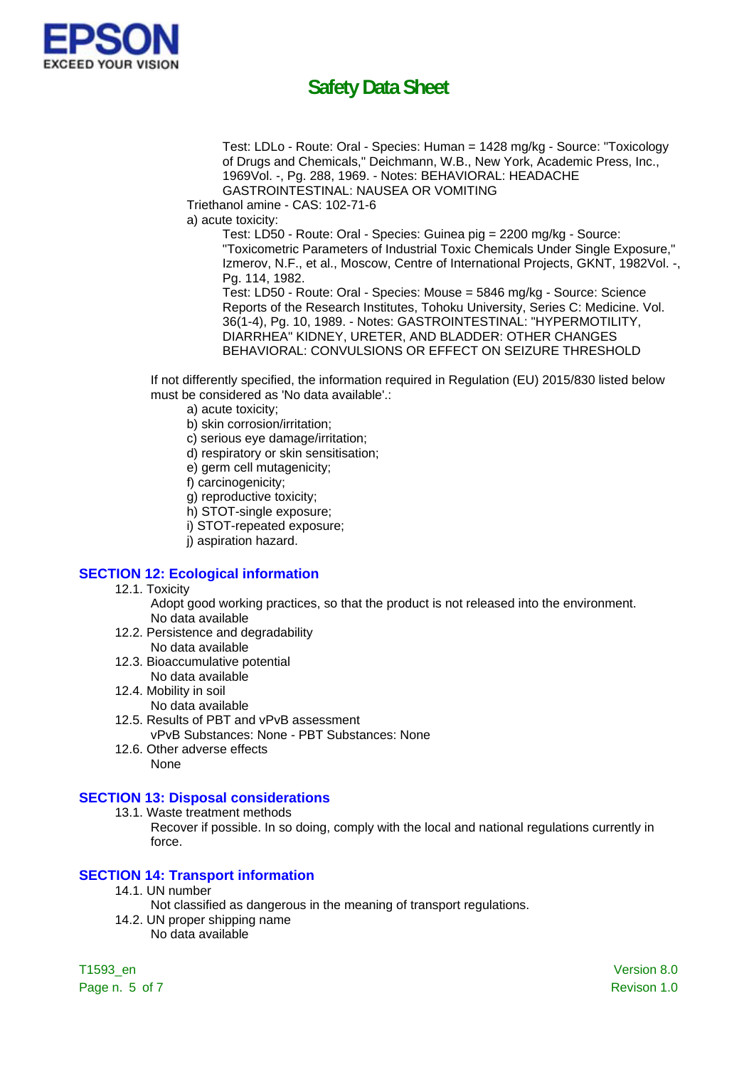Test: LDLo - Route: Oral - Species: Human = 1428 mg/kg - Source: "Toxicology of Drugs and Chemicals," Deichmann, W.B., New York, Academic Press, Inc., 1969Vol. -, Pg. 288, 1969. - Notes: BEHAVIORAL: HEADACHE GASTROINTESTINAL: NAUSEA OR VOMITING

Triethanol amine - CAS: 102-71-6

a) acute toxicity:

Test: LD50 - Route: Oral - Species: Guinea pig = 2200 mg/kg - Source: "Toxicometric Parameters of Industrial Toxic Chemicals Under Single Exposure," Izmerov, N.F., et al., Moscow, Centre of International Projects, GKNT, 1982Vol. -, Pg. 114, 1982.

Test: LD50 - Route: Oral - Species: Mouse = 5846 mg/kg - Source: Science Reports of the Research Institutes, Tohoku University, Series C: Medicine. Vol. 36(1-4), Pg. 10, 1989. - Notes: GASTROINTESTINAL: "HYPERMOTILITY, DIARRHEA" KIDNEY, URETER, AND BLADDER: OTHER CHANGES BEHAVIORAL: CONVULSIONS OR EFFECT ON SEIZURE THRESHOLD

If not differently specified, the information required in Regulation (EU) 2015/830 listed below must be considered as 'No data available'.:

- a) acute toxicity;
- b) skin corrosion/irritation;
- c) serious eye damage/irritation;
- d) respiratory or skin sensitisation;
- e) germ cell mutagenicity;
- f) carcinogenicity;
- g) reproductive toxicity;
- h) STOT-single exposure;
- i) STOT-repeated exposure;
- j) aspiration hazard.

## SECTION 12: Ecological information

12.1. Toxicity

Adopt good working practices, so that the product is not released into the environment.
No data available

12.2. Persistence and degradability

No data available

12.3. Bioaccumulative potential

No data available

12.4. Mobility in soil

No data available

12.5. Results of PBT and vPvB assessment

vPvB Substances: None - PBT Substances: None

12.6. Other adverse effects

None

## SECTION 13: Disposal considerations

13.1. Waste treatment methods

Recover if possible. In so doing, comply with the local and national regulations currently in force.

## SECTION 14: Transport information

14.1. UN number

Not classified as dangerous in the meaning of transport regulations.

14.2. UN proper shipping name

No data available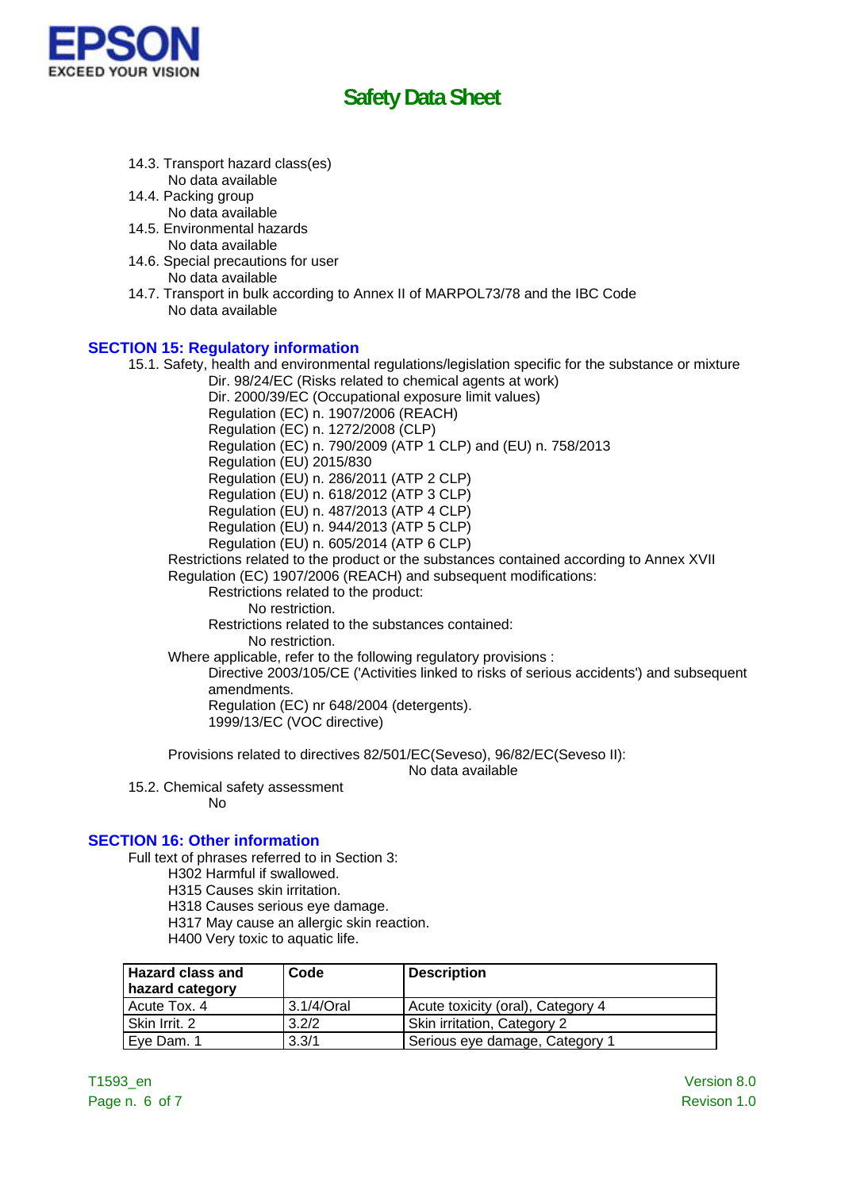14.3. Transport hazard class(es)

No data available

14.4. Packing group

No data available

14.5. Environmental hazards

No data available

14.6. Special precautions for user

No data available

14.7. Transport in bulk according to Annex II of MARPOL73/78 and the IBC Code

No data available

## SECTION 15: Regulatory information

15.1. Safety, health and environmental regulations/legislation specific for the substance or mixture

Dir. 98/24/EC (Risks related to chemical agents at work)
Dir. 2000/39/EC (Occupational exposure limit values)
Regulation (EC) n. 1907/2006 (REACH)
Regulation (EC) n. 1272/2008 (CLP)
Regulation (EC) n. 790/2009 (ATP 1 CLP) and (EU) n. 758/2013
Regulation (EU) 2015/830
Regulation (EU) n. 286/2011 (ATP 2 CLP)
Regulation (EU) n. 618/2012 (ATP 3 CLP)
Regulation (EU) n. 487/2013 (ATP 4 CLP)
Regulation (EU) n. 944/2013 (ATP 5 CLP)
Regulation (EU) n. 605/2014 (ATP 6 CLP)

Restrictions related to the product or the substances contained according to Annex XVII Regulation (EC) 1907/2006 (REACH) and subsequent modifications:

Restrictions related to the product:

No restriction.

Restrictions related to the substances contained:

No restriction.

Where applicable, refer to the following regulatory provisions :

Directive 2003/105/CE ('Activities linked to risks of serious accidents') and subsequent amendments.
Regulation (EC) nr 648/2004 (detergents).
1999/13/EC (VOC directive)

Provisions related to directives 82/501/EC(Seveso), 96/82/EC(Seveso II):

No data available

15.2. Chemical safety assessment

No

## SECTION 16: Other information

Full text of phrases referred to in Section 3:

H302 Harmful if swallowed.
H315 Causes skin irritation.
H318 Causes serious eye damage.
H317 May cause an allergic skin reaction.
H400 Very toxic to aquatic life.

| Hazard class and hazard category | Code | Description |
|---|---|---|
| Acute Tox. 4 | 3.1/4/Oral | Acute toxicity (oral), Category 4 |
| Skin Irrit. 2 | 3.2/2 | Skin irritation, Category 2 |
| Eye Dam. 1 | 3.3/1 | Serious eye damage, Category 1 |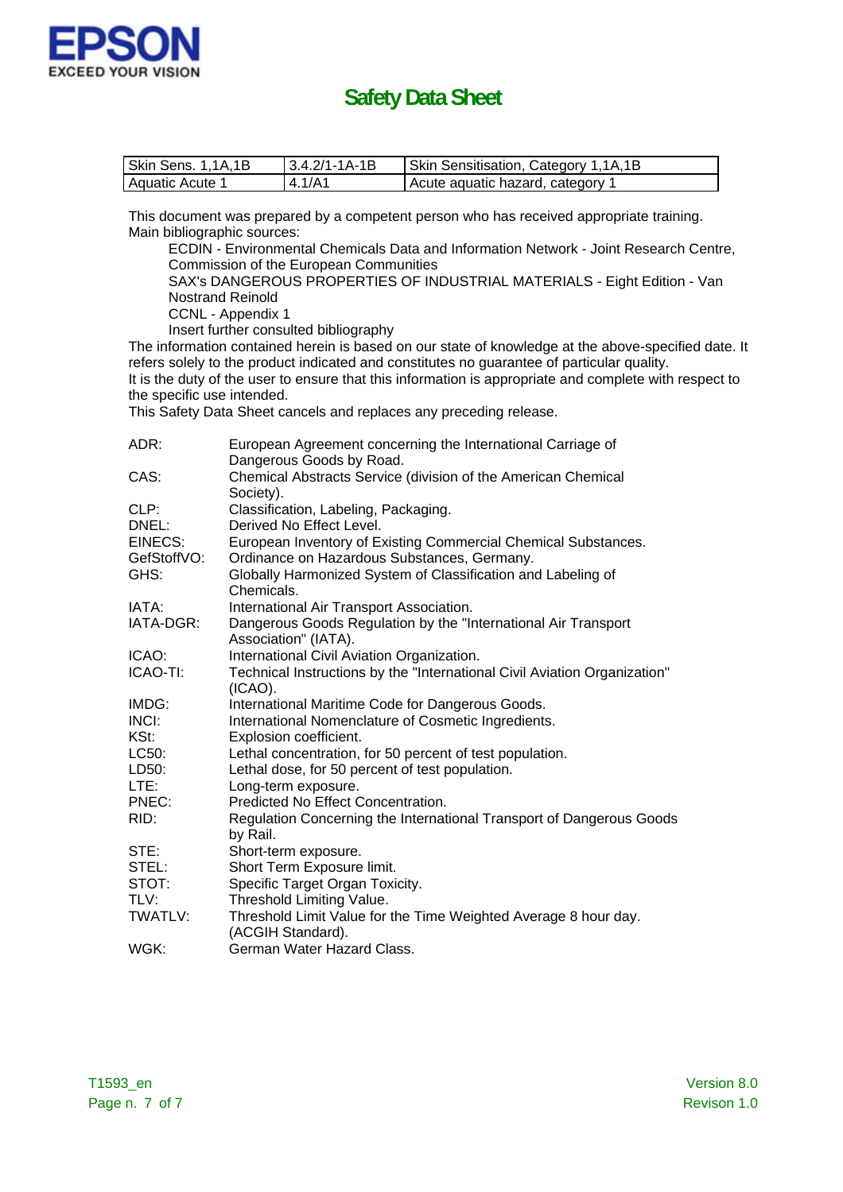| | | |
|---|---|---|
| Skin Sens. 1,1A,1B | 3.4.2/1-1A-1B | Skin Sensitisation, Category 1,1A,1B |
| Aquatic Acute 1 | 4.1/A1 | Acute aquatic hazard, category 1 |

This document was prepared by a competent person who has received appropriate training.
Main bibliographic sources:

ECDIN - Environmental Chemicals Data and Information Network - Joint Research Centre, Commission of the European Communities
SAX's DANGEROUS PROPERTIES OF INDUSTRIAL MATERIALS - Eight Edition - Van Nostrand Reinold
CCNL - Appendix 1
Insert further consulted bibliography

The information contained herein is based on our state of knowledge at the above-specified date. It refers solely to the product indicated and constitutes no guarantee of particular quality.
It is the duty of the user to ensure that this information is appropriate and complete with respect to the specific use intended.
This Safety Data Sheet cancels and replaces any preceding release.

ADR: European Agreement concerning the International Carriage of Dangerous Goods by Road.
CAS: Chemical Abstracts Service (division of the American Chemical Society).
CLP: Classification, Labeling, Packaging.
DNEL: Derived No Effect Level.
EINECS: European Inventory of Existing Commercial Chemical Substances.
GefStoffVO: Ordinance on Hazardous Substances, Germany.
GHS: Globally Harmonized System of Classification and Labeling of Chemicals.
IATA: International Air Transport Association.
IATA-DGR: Dangerous Goods Regulation by the "International Air Transport Association" (IATA).
ICAO: International Civil Aviation Organization.
ICAO-TI: Technical Instructions by the "International Civil Aviation Organization" (ICAO).
IMDG: International Maritime Code for Dangerous Goods.
INCI: International Nomenclature of Cosmetic Ingredients.
KSt: Explosion coefficient.
LC50: Lethal concentration, for 50 percent of test population.
LD50: Lethal dose, for 50 percent of test population.
LTE: Long-term exposure.
PNEC: Predicted No Effect Concentration.
RID: Regulation Concerning the International Transport of Dangerous Goods by Rail.
STE: Short-term exposure.
STEL: Short Term Exposure limit.
STOT: Specific Target Organ Toxicity.
TLV: Threshold Limiting Value.
TWATLV: Threshold Limit Value for the Time Weighted Average 8 hour day. (ACGIH Standard).
WGK: German Water Hazard Class.